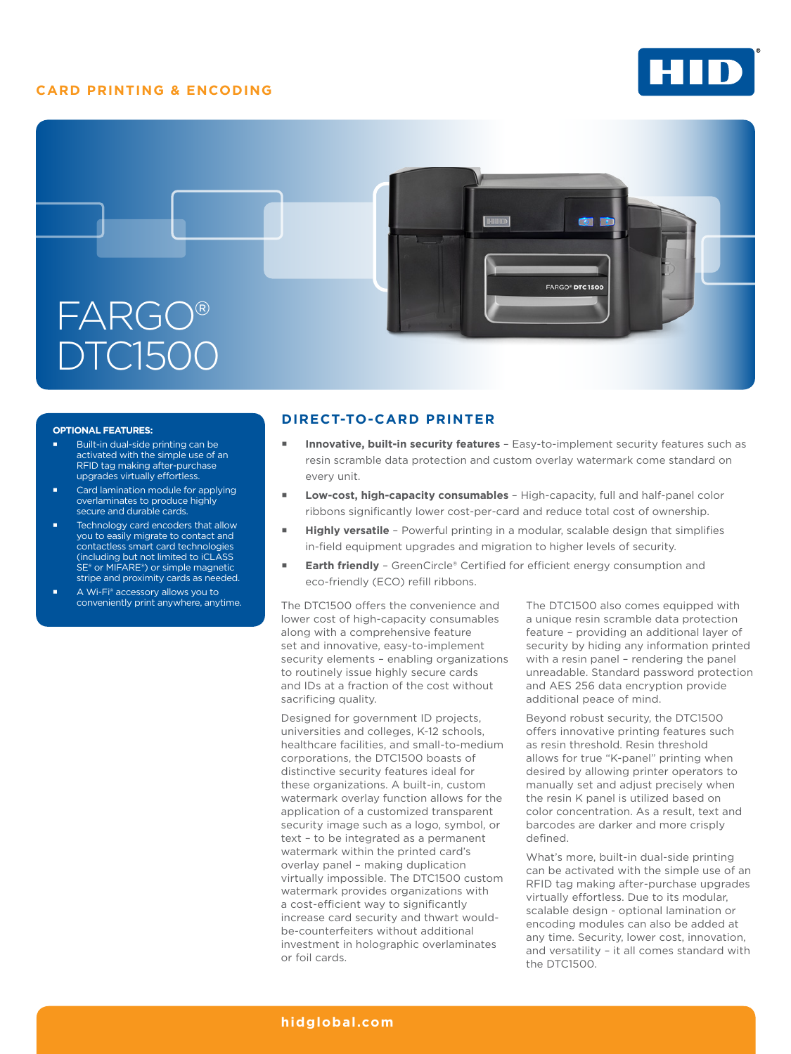CARD PRINTING & ENCODING

# FARGO® DTC1500

**OPTIONAL FEATURES:**

- Built-in dual-side printing can be activated with the simple use of an RFID tag making after-purchase upgrades virtually effortless.
- Card lamination module for applying overlaminates to produce highly secure and durable cards.
- Technology card encoders that allow you to easily migrate to contact and contactless smart card technologies (including but not limited to iCLASS SE® or MIFARE®) or simple magnetic stripe and proximity cards as needed.
- A Wi-Fi® accessory allows you to conveniently print anywhere, anytime.

## DIRECT-TO-CARD PRINTER

- **Innovative, built-in security features** – Easy-to-implement security features such as resin scramble data protection and custom overlay watermark come standard on every unit.
- **Low-cost, high-capacity consumables** – High-capacity, full and half-panel color ribbons significantly lower cost-per-card and reduce total cost of ownership.
- **Highly versatile** – Powerful printing in a modular, scalable design that simplifies in-field equipment upgrades and migration to higher levels of security.
- **Earth friendly** – GreenCircle® Certified for efficient energy consumption and eco-friendly (ECO) refill ribbons.

The DTC1500 offers the convenience and lower cost of high-capacity consumables along with a comprehensive feature set and innovative, easy-to-implement security elements – enabling organizations to routinely issue highly secure cards and IDs at a fraction of the cost without sacrificing quality.

Designed for government ID projects, universities and colleges, K-12 schools, healthcare facilities, and small-to-medium corporations, the DTC1500 boasts of distinctive security features ideal for these organizations. A built-in, custom watermark overlay function allows for the application of a customized transparent security image such as a logo, symbol, or text – to be integrated as a permanent watermark within the printed card's overlay panel – making duplication virtually impossible. The DTC1500 custom watermark provides organizations with a cost-efficient way to significantly increase card security and thwart would-be-counterfeiters without additional investment in holographic overlaminates or foil cards.

The DTC1500 also comes equipped with a unique resin scramble data protection feature – providing an additional layer of security by hiding any information printed with a resin panel – rendering the panel unreadable. Standard password protection and AES 256 data encryption provide additional peace of mind.

Beyond robust security, the DTC1500 offers innovative printing features such as resin threshold. Resin threshold allows for true "K-panel" printing when desired by allowing printer operators to manually set and adjust precisely when the resin K panel is utilized based on color concentration. As a result, text and barcodes are darker and more crisply defined.

What's more, built-in dual-side printing can be activated with the simple use of an RFID tag making after-purchase upgrades virtually effortless. Due to its modular, scalable design - optional lamination or encoding modules can also be added at any time. Security, lower cost, innovation, and versatility – it all comes standard with the DTC1500.

hidglobal.com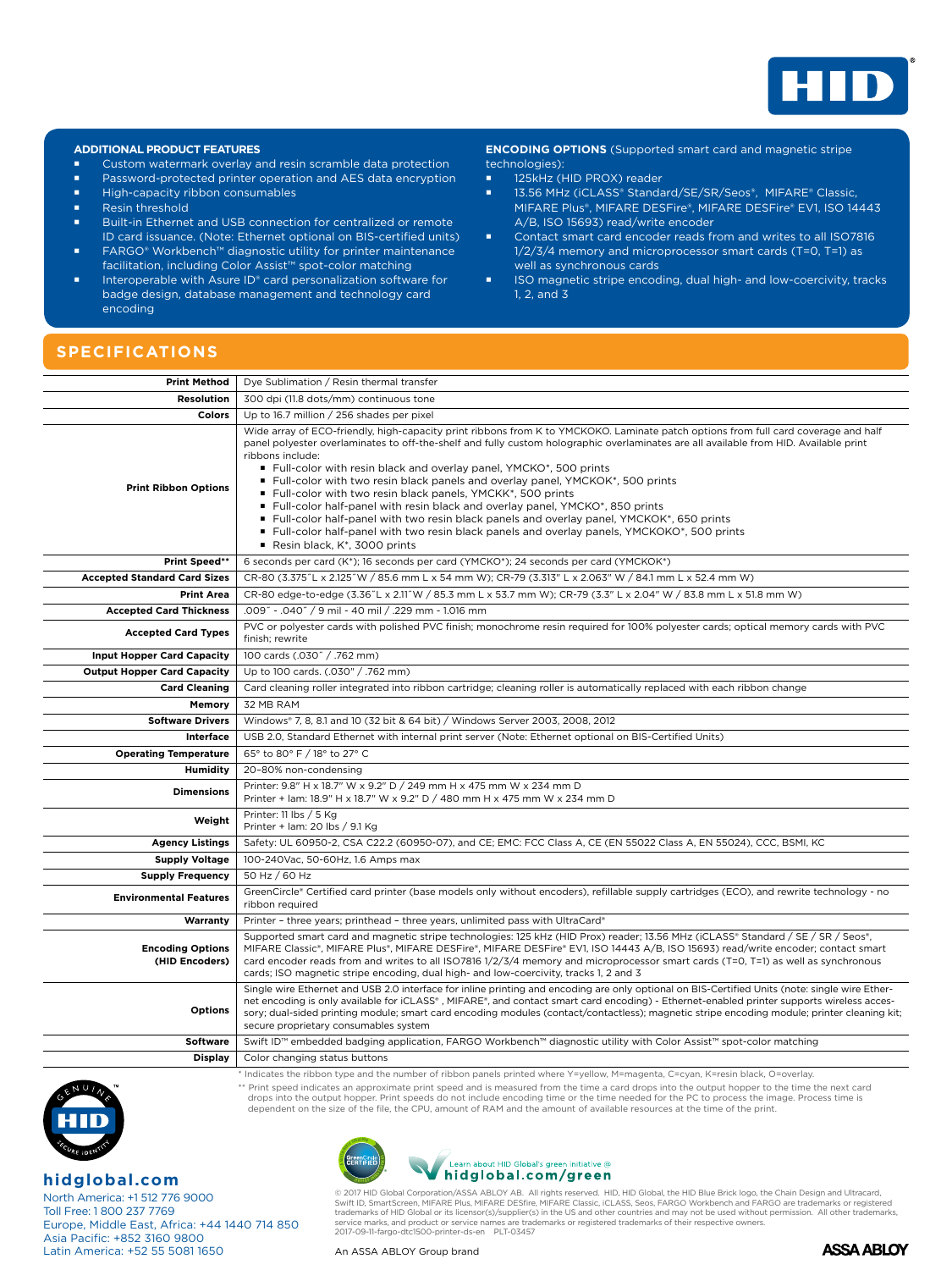## ADDITIONAL PRODUCT FEATURES

- Custom watermark overlay and resin scramble data protection
- Password-protected printer operation and AES data encryption
- High-capacity ribbon consumables
- Resin threshold
- Built-in Ethernet and USB connection for centralized or remote ID card issuance. (Note: Ethernet optional on BIS-certified units)
- FARGO® Workbench™ diagnostic utility for printer maintenance facilitation, including Color Assist™ spot-color matching
- Interoperable with Asure ID® card personalization software for badge design, database management and technology card encoding

## ENCODING OPTIONS (Supported smart card and magnetic stripe technologies):

- 125kHz (HID PROX) reader
- 13.56 MHz (iCLASS® Standard/SE/SR/Seos®, MIFARE® Classic, MIFARE Plus®, MIFARE DESFire®, MIFARE DESFire® EV1, ISO 14443 A/B, ISO 15693) read/write encoder
- Contact smart card encoder reads from and writes to all ISO7816 1/2/3/4 memory and microprocessor smart cards (T=0, T=1) as well as synchronous cards
- ISO magnetic stripe encoding, dual high- and low-coercivity, tracks 1, 2, and 3

## SPECIFICATIONS

| | |
|---|---|
| **Print Method** | Dye Sublimation / Resin thermal transfer |
| **Resolution** | 300 dpi (11.8 dots/mm) continuous tone |
| **Colors** | Up to 16.7 million / 256 shades per pixel |
| **Print Ribbon Options** | Wide array of ECO-friendly, high-capacity print ribbons from K to YMCKOKO. Laminate patch options from full card coverage and half panel polyester overlaminates to off-the-shelf and fully custom holographic overlaminates are all available from HID. Available print ribbons include: ▪ Full-color with resin black and overlay panel, YMCKO*, 500 prints ▪ Full-color with two resin black panels and overlay panel, YMCKOK*, 500 prints ▪ Full-color with two resin black panels, YMCKK*, 500 prints ▪ Full-color half-panel with resin black and overlay panel, YMCKO*, 850 prints ▪ Full-color half-panel with two resin black panels and overlay panel, YMCKOK*, 650 prints ▪ Full-color half-panel with two resin black panels and overlay panels, YMCKOKO*, 500 prints ▪ Resin black, K*, 3000 prints |
| **Print Speed\*\*** | 6 seconds per card (K*); 16 seconds per card (YMCKO*); 24 seconds per card (YMCKOK*) |
| **Accepted Standard Card Sizes** | CR-80 (3.375˝L x 2.125˝W / 85.6 mm L x 54 mm W); CR-79 (3.313" L x 2.063" W / 84.1 mm L x 52.4 mm W) |
| **Print Area** | CR-80 edge-to-edge (3.36˝L x 2.11˝W / 85.3 mm L x 53.7 mm W); CR-79 (3.3" L x 2.04" W / 83.8 mm L x 51.8 mm W) |
| **Accepted Card Thickness** | .009˝ - .040˝ / 9 mil - 40 mil / .229 mm - 1.016 mm |
| **Accepted Card Types** | PVC or polyester cards with polished PVC finish; monochrome resin required for 100% polyester cards; optical memory cards with PVC finish; rewrite |
| **Input Hopper Card Capacity** | 100 cards (.030˝ / .762 mm) |
| **Output Hopper Card Capacity** | Up to 100 cards. (.030" / .762 mm) |
| **Card Cleaning** | Card cleaning roller integrated into ribbon cartridge; cleaning roller is automatically replaced with each ribbon change |
| **Memory** | 32 MB RAM |
| **Software Drivers** | Windows® 7, 8, 8.1 and 10 (32 bit & 64 bit) / Windows Server 2003, 2008, 2012 |
| **Interface** | USB 2.0, Standard Ethernet with internal print server (Note: Ethernet optional on BIS-Certified Units) |
| **Operating Temperature** | 65° to 80° F / 18° to 27° C |
| **Humidity** | 20–80% non-condensing |
| **Dimensions** | Printer: 9.8" H x 18.7" W x 9.2" D / 249 mm H x 475 mm W x 234 mm D Printer + lam: 18.9" H x 18.7" W x 9.2" D / 480 mm H x 475 mm W x 234 mm D |
| **Weight** | Printer: 11 lbs / 5 Kg Printer + lam: 20 lbs / 9.1 Kg |
| **Agency Listings** | Safety: UL 60950-2, CSA C22.2 (60950-07), and CE; EMC: FCC Class A, CE (EN 55022 Class A, EN 55024), CCC, BSMI, KC |
| **Supply Voltage** | 100-240Vac, 50-60Hz, 1.6 Amps max |
| **Supply Frequency** | 50 Hz / 60 Hz |
| **Environmental Features** | GreenCircle® Certified card printer (base models only without encoders), refillable supply cartridges (ECO), and rewrite technology - no ribbon required |
| **Warranty** | Printer – three years; printhead – three years, unlimited pass with UltraCard® |
| **Encoding Options (HID Encoders)** | Supported smart card and magnetic stripe technologies: 125 kHz (HID Prox) reader; 13.56 MHz (iCLASS® Standard / SE / SR / Seos®, MIFARE Classic®, MIFARE Plus®, MIFARE DESFire®, MIFARE DESFire® EV1, ISO 14443 A/B, ISO 15693) read/write encoder; contact smart card encoder reads from and writes to all ISO7816 1/2/3/4 memory and microprocessor smart cards (T=0, T=1) as well as synchronous cards; ISO magnetic stripe encoding, dual high- and low-coercivity, tracks 1, 2 and 3 |
| **Options** | Single wire Ethernet and USB 2.0 interface for inline printing and encoding are only optional on BIS-Certified Units (note: single wire Ethernet encoding is only available for iCLASS®, MIFARE®, and contact smart card encoding) - Ethernet-enabled printer supports wireless accessory; dual-sided printing module; smart card encoding modules (contact/contactless); magnetic stripe encoding module; printer cleaning kit; secure proprietary consumables system |
| **Software** | Swift ID™ embedded badging application, FARGO Workbench™ diagnostic utility with Color Assist™ spot-color matching |
| **Display** | Color changing status buttons |

\* Indicates the ribbon type and the number of ribbon panels printed where Y=yellow, M=magenta, C=cyan, K=resin black, O=overlay.

\*\* Print speed indicates an approximate print speed and is measured from the time a card drops into the output hopper to the time the next card drops into the output hopper. Print speeds do not include encoding time or the time needed for the PC to process the image. Process time is dependent on the size of the file, the CPU, amount of RAM and the amount of available resources at the time of the print.

**hidglobal.com**

North America: +1 512 776 9000
Toll Free: 1 800 237 7769
Europe, Middle East, Africa: +44 1440 714 850
Asia Pacific: +852 3160 9800
Latin America: +52 55 5081 1650

Learn about HID Global's green initiative @ **hidglobal.com/green**

© 2017 HID Global Corporation/ASSA ABLOY AB. All rights reserved. HID, HID Global, the HID Blue Brick logo, the Chain Design and Ultracard, Swift ID, SmartScreen, MIFARE Plus, MIFARE DESFire, MIFARE Classic, iCLASS, Seos, FARGO Workbench and FARGO are trademarks or registered trademarks of HID Global or its licensor(s)/supplier(s) in the US and other countries and may not be used without permission. All other trademarks, service marks, and product or service names are trademarks or registered trademarks of their respective owners.
2017-09-11-fargo-dtc1500-printer-ds-en PLT-03457

An ASSA ABLOY Group brand